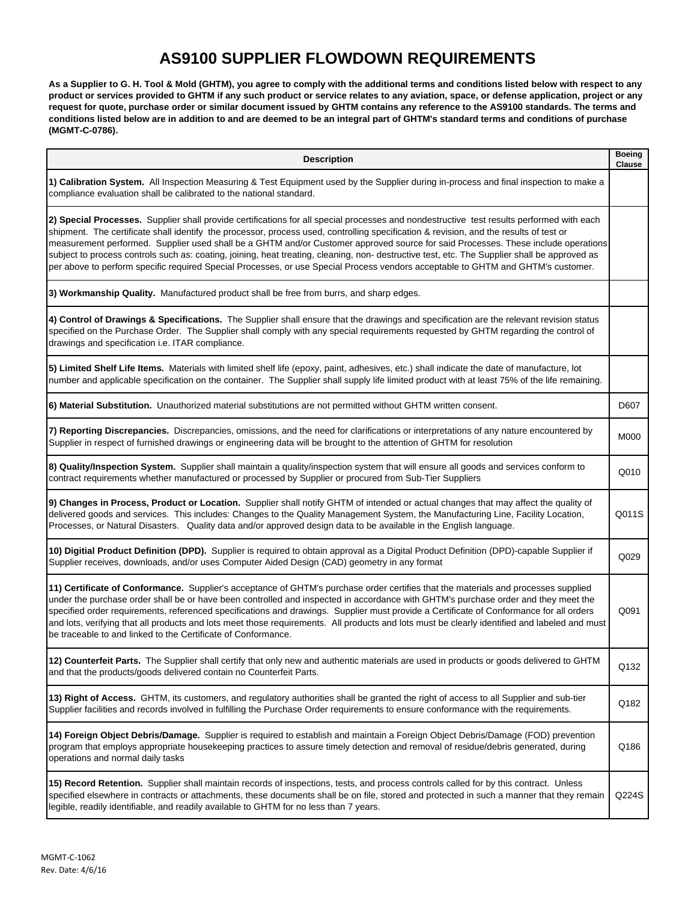# AS9100 SUPPLIER FLOWDOWN REQUIREMENTS

**As a Supplier to G. H. Tool & Mold (GHTM), you agree to comply with the additional terms and conditions listed below with respect to any product or services provided to GHTM if any such product or service relates to any aviation, space, or defense application, project or any request for quote, purchase order or similar document issued by GHTM contains any reference to the AS9100 standards. The terms and conditions listed below are in addition to and are deemed to be an integral part of GHTM's standard terms and conditions of purchase (MGMT-C-0786).**

| Description | Boeing Clause |
|---|---|
| **1) Calibration System.** All Inspection Measuring & Test Equipment used by the Supplier during in-process and final inspection to make a compliance evaluation shall be calibrated to the national standard. | |
| **2) Special Processes.** Supplier shall provide certifications for all special processes and nondestructive test results performed with each shipment. The certificate shall identify the processor, process used, controlling specification & revision, and the results of test or measurement performed. Supplier used shall be a GHTM and/or Customer approved source for said Processes. These include operations subject to process controls such as: coating, joining, heat treating, cleaning, non- destructive test, etc. The Supplier shall be approved as per above to perform specific required Special Processes, or use Special Process vendors acceptable to GHTM and GHTM's customer. | |
| **3) Workmanship Quality.** Manufactured product shall be free from burrs, and sharp edges. | |
| **4) Control of Drawings & Specifications.** The Supplier shall ensure that the drawings and specification are the relevant revision status specified on the Purchase Order. The Supplier shall comply with any special requirements requested by GHTM regarding the control of drawings and specification i.e. ITAR compliance. | |
| **5) Limited Shelf Life Items.** Materials with limited shelf life (epoxy, paint, adhesives, etc.) shall indicate the date of manufacture, lot number and applicable specification on the container. The Supplier shall supply life limited product with at least 75% of the life remaining. | |
| **6) Material Substitution.** Unauthorized material substitutions are not permitted without GHTM written consent. | D607 |
| **7) Reporting Discrepancies.** Discrepancies, omissions, and the need for clarifications or interpretations of any nature encountered by Supplier in respect of furnished drawings or engineering data will be brought to the attention of GHTM for resolution | M000 |
| **8) Quality/Inspection System.** Supplier shall maintain a quality/inspection system that will ensure all goods and services conform to contract requirements whether manufactured or processed by Supplier or procured from Sub-Tier Suppliers | Q010 |
| **9) Changes in Process, Product or Location.** Supplier shall notify GHTM of intended or actual changes that may affect the quality of delivered goods and services. This includes: Changes to the Quality Management System, the Manufacturing Line, Facility Location, Processes, or Natural Disasters. Quality data and/or approved design data to be available in the English language. | Q011S |
| **10) Digitial Product Definition (DPD).** Supplier is required to obtain approval as a Digital Product Definition (DPD)-capable Supplier if Supplier receives, downloads, and/or uses Computer Aided Design (CAD) geometry in any format | Q029 |
| **11) Certificate of Conformance.** Supplier's acceptance of GHTM's purchase order certifies that the materials and processes supplied under the purchase order shall be or have been controlled and inspected in accordance with GHTM's purchase order and they meet the specified order requirements, referenced specifications and drawings. Supplier must provide a Certificate of Conformance for all orders and lots, verifying that all products and lots meet those requirements. All products and lots must be clearly identified and labeled and must be traceable to and linked to the Certificate of Conformance. | Q091 |
| **12) Counterfeit Parts.** The Supplier shall certify that only new and authentic materials are used in products or goods delivered to GHTM and that the products/goods delivered contain no Counterfeit Parts. | Q132 |
| **13) Right of Access.** GHTM, its customers, and regulatory authorities shall be granted the right of access to all Supplier and sub-tier Supplier facilities and records involved in fulfilling the Purchase Order requirements to ensure conformance with the requirements. | Q182 |
| **14) Foreign Object Debris/Damage.** Supplier is required to establish and maintain a Foreign Object Debris/Damage (FOD) prevention program that employs appropriate housekeeping practices to assure timely detection and removal of residue/debris generated, during operations and normal daily tasks | Q186 |
| **15) Record Retention.** Supplier shall maintain records of inspections, tests, and process controls called for by this contract. Unless specified elsewhere in contracts or attachments, these documents shall be on file, stored and protected in such a manner that they remain legible, readily identifiable, and readily available to GHTM for no less than 7 years. | Q224S |

MGMT-C-1062
Rev. Date: 4/6/16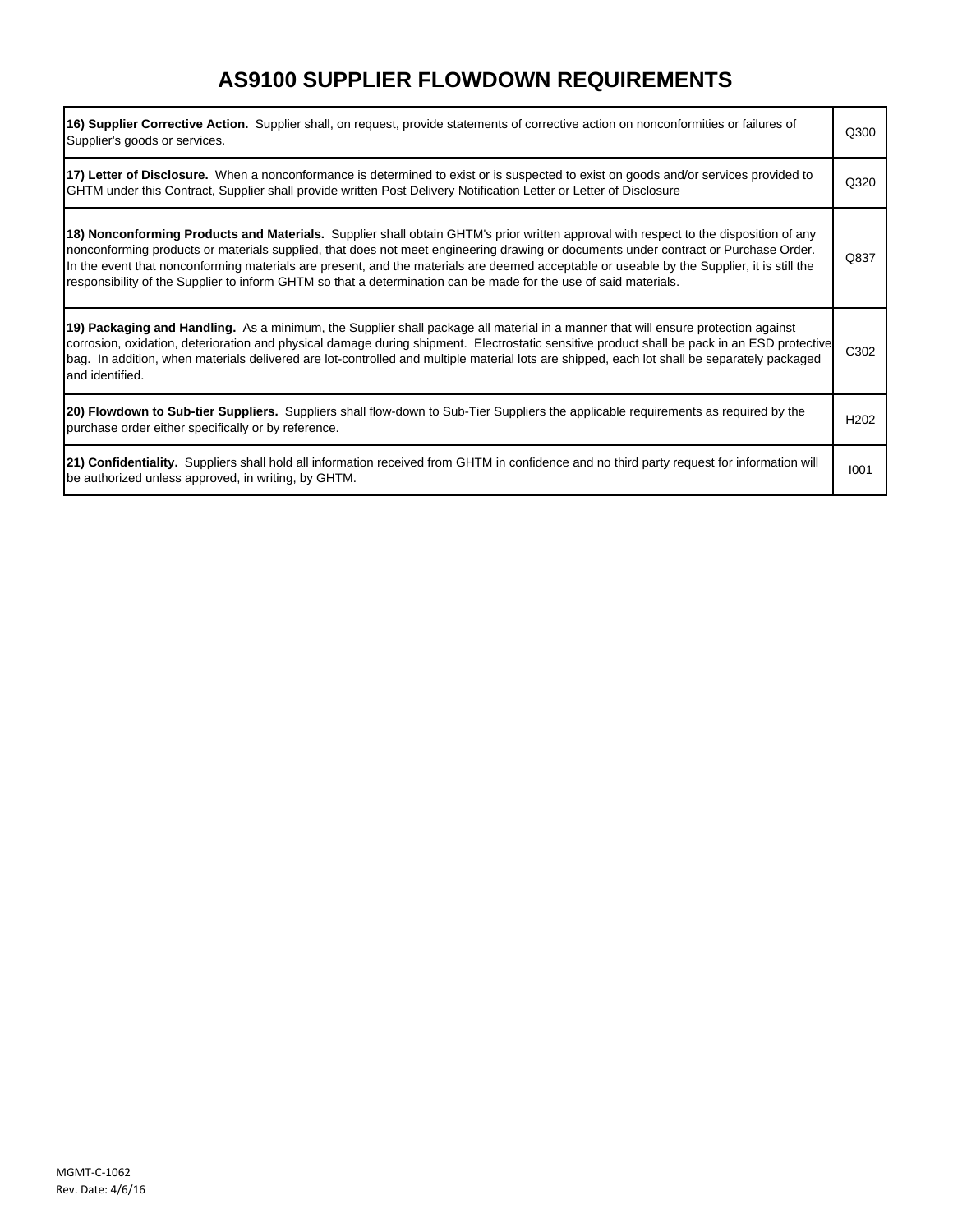# AS9100 SUPPLIER FLOWDOWN REQUIREMENTS

| | |
|---|---|
| **16) Supplier Corrective Action.** Supplier shall, on request, provide statements of corrective action on nonconformities or failures of Supplier's goods or services. | Q300 |
| **17) Letter of Disclosure.** When a nonconformance is determined to exist or is suspected to exist on goods and/or services provided to GHTM under this Contract, Supplier shall provide written Post Delivery Notification Letter or Letter of Disclosure | Q320 |
| **18) Nonconforming Products and Materials.** Supplier shall obtain GHTM's prior written approval with respect to the disposition of any nonconforming products or materials supplied, that does not meet engineering drawing or documents under contract or Purchase Order. In the event that nonconforming materials are present, and the materials are deemed acceptable or useable by the Supplier, it is still the responsibility of the Supplier to inform GHTM so that a determination can be made for the use of said materials. | Q837 |
| **19) Packaging and Handling.** As a minimum, the Supplier shall package all material in a manner that will ensure protection against corrosion, oxidation, deterioration and physical damage during shipment. Electrostatic sensitive product shall be pack in an ESD protective bag. In addition, when materials delivered are lot-controlled and multiple material lots are shipped, each lot shall be separately packaged and identified. | C302 |
| **20) Flowdown to Sub-tier Suppliers.** Suppliers shall flow-down to Sub-Tier Suppliers the applicable requirements as required by the purchase order either specifically or by reference. | H202 |
| **21) Confidentiality.** Suppliers shall hold all information received from GHTM in confidence and no third party request for information will be authorized unless approved, in writing, by GHTM. | I001 |

MGMT-C-1062
Rev. Date: 4/6/16